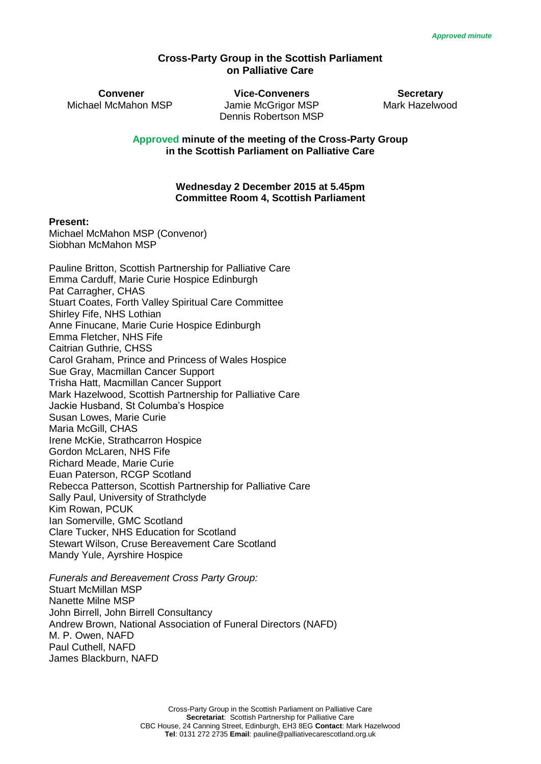*Approved minute*

# Cross-Party Group in the Scottish Parliament on Palliative Care

| Convener | Vice-Conveners | Secretary |
|---|---|---|
| Michael McMahon MSP | Jamie McGrigor MSP<br>Dennis Robertson MSP | Mark Hazelwood |

## Approved minute of the meeting of the Cross-Party Group in the Scottish Parliament on Palliative Care

**Wednesday 2 December 2015 at 5.45pm**
**Committee Room 4, Scottish Parliament**

**Present:**

Michael McMahon MSP (Convenor)
Siobhan McMahon MSP

Pauline Britton, Scottish Partnership for Palliative Care
Emma Carduff, Marie Curie Hospice Edinburgh
Pat Carragher, CHAS
Stuart Coates, Forth Valley Spiritual Care Committee
Shirley Fife, NHS Lothian
Anne Finucane, Marie Curie Hospice Edinburgh
Emma Fletcher, NHS Fife
Caitrian Guthrie, CHSS
Carol Graham, Prince and Princess of Wales Hospice
Sue Gray, Macmillan Cancer Support
Trisha Hatt, Macmillan Cancer Support
Mark Hazelwood, Scottish Partnership for Palliative Care
Jackie Husband, St Columba's Hospice
Susan Lowes, Marie Curie
Maria McGill, CHAS
Irene McKie, Strathcarron Hospice
Gordon McLaren, NHS Fife
Richard Meade, Marie Curie
Euan Paterson, RCGP Scotland
Rebecca Patterson, Scottish Partnership for Palliative Care
Sally Paul, University of Strathclyde
Kim Rowan, PCUK
Ian Somerville, GMC Scotland
Clare Tucker, NHS Education for Scotland
Stewart Wilson, Cruse Bereavement Care Scotland
Mandy Yule, Ayrshire Hospice

*Funerals and Bereavement Cross Party Group:*

Stuart McMillan MSP
Nanette Milne MSP
John Birrell, John Birrell Consultancy
Andrew Brown, National Association of Funeral Directors (NAFD)
M. P. Owen, NAFD
Paul Cuthell, NAFD
James Blackburn, NAFD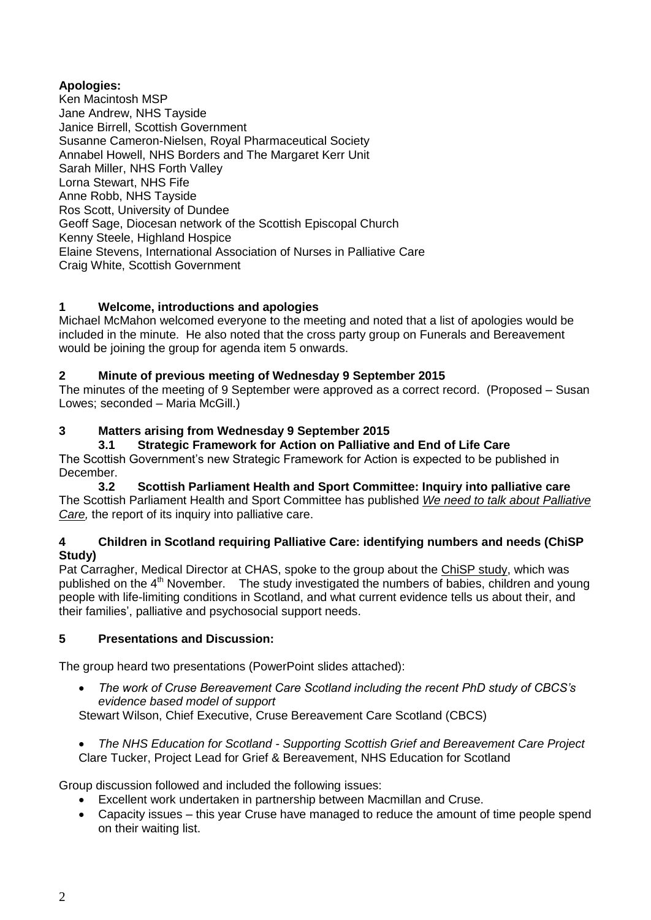**Apologies:**

Ken Macintosh MSP
Jane Andrew, NHS Tayside
Janice Birrell, Scottish Government
Susanne Cameron-Nielsen, Royal Pharmaceutical Society
Annabel Howell, NHS Borders and The Margaret Kerr Unit
Sarah Miller, NHS Forth Valley
Lorna Stewart, NHS Fife
Anne Robb, NHS Tayside
Ros Scott, University of Dundee
Geoff Sage, Diocesan network of the Scottish Episcopal Church
Kenny Steele, Highland Hospice
Elaine Stevens, International Association of Nurses in Palliative Care
Craig White, Scottish Government

## 1 Welcome, introductions and apologies

Michael McMahon welcomed everyone to the meeting and noted that a list of apologies would be included in the minute. He also noted that the cross party group on Funerals and Bereavement would be joining the group for agenda item 5 onwards.

## 2 Minute of previous meeting of Wednesday 9 September 2015

The minutes of the meeting of 9 September were approved as a correct record. (Proposed – Susan Lowes; seconded – Maria McGill.)

## 3 Matters arising from Wednesday 9 September 2015

### 3.1 Strategic Framework for Action on Palliative and End of Life Care

The Scottish Government's new Strategic Framework for Action is expected to be published in December.

### 3.2 Scottish Parliament Health and Sport Committee: Inquiry into palliative care

The Scottish Parliament Health and Sport Committee has published *We need to talk about Palliative Care,* the report of its inquiry into palliative care.

## 4 Children in Scotland requiring Palliative Care: identifying numbers and needs (ChiSP Study)

Pat Carragher, Medical Director at CHAS, spoke to the group about the ChiSP study, which was published on the 4th November. The study investigated the numbers of babies, children and young people with life-limiting conditions in Scotland, and what current evidence tells us about their, and their families', palliative and psychosocial support needs.

## 5 Presentations and Discussion:

The group heard two presentations (PowerPoint slides attached):

- *The work of Cruse Bereavement Care Scotland including the recent PhD study of CBCS's evidence based model of support*
  Stewart Wilson, Chief Executive, Cruse Bereavement Care Scotland (CBCS)
- *The NHS Education for Scotland - Supporting Scottish Grief and Bereavement Care Project*
  Clare Tucker, Project Lead for Grief & Bereavement, NHS Education for Scotland

Group discussion followed and included the following issues:

- Excellent work undertaken in partnership between Macmillan and Cruse.
- Capacity issues – this year Cruse have managed to reduce the amount of time people spend on their waiting list.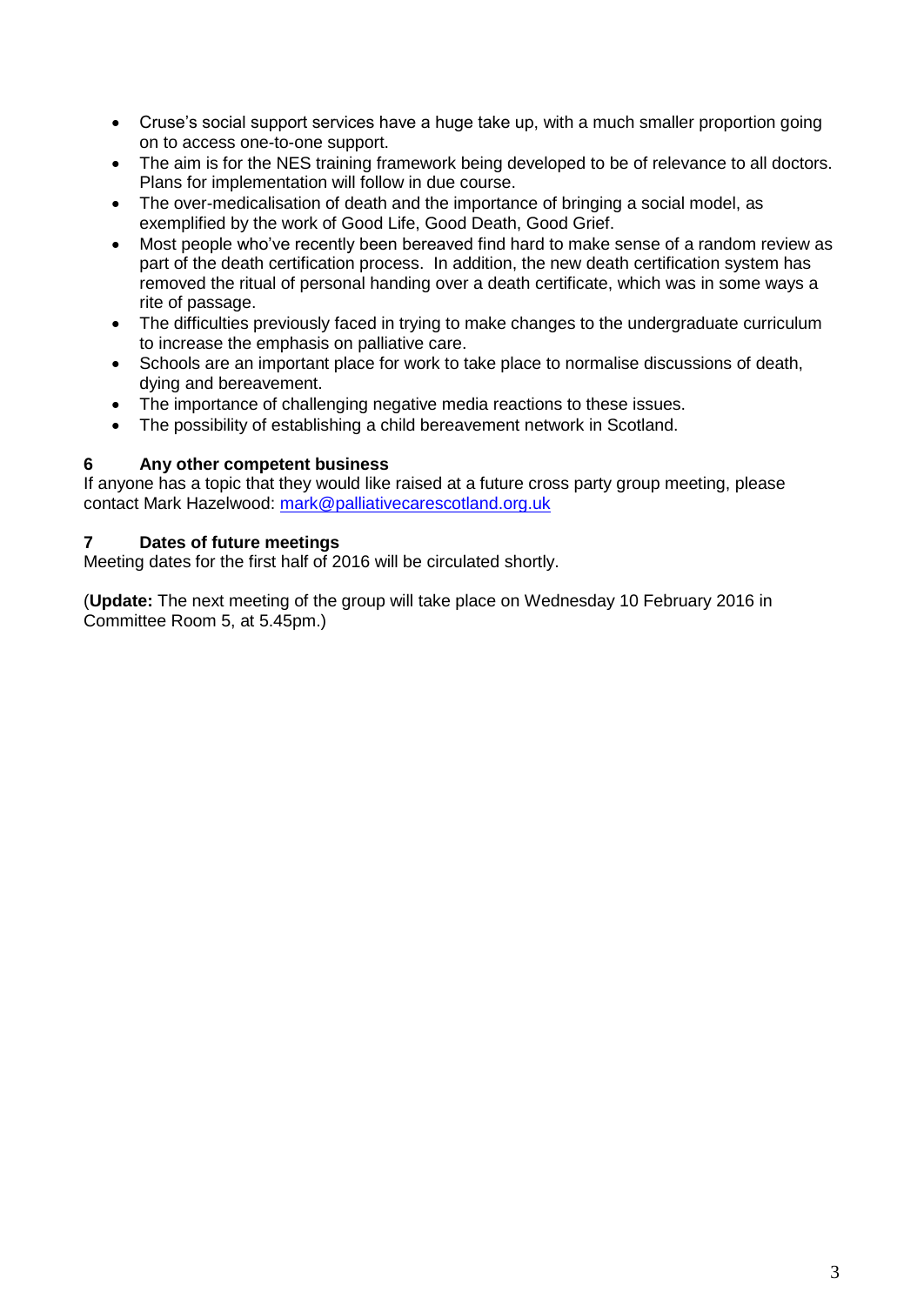- Cruse's social support services have a huge take up, with a much smaller proportion going on to access one-to-one support.
- The aim is for the NES training framework being developed to be of relevance to all doctors. Plans for implementation will follow in due course.
- The over-medicalisation of death and the importance of bringing a social model, as exemplified by the work of Good Life, Good Death, Good Grief.
- Most people who've recently been bereaved find hard to make sense of a random review as part of the death certification process. In addition, the new death certification system has removed the ritual of personal handing over a death certificate, which was in some ways a rite of passage.
- The difficulties previously faced in trying to make changes to the undergraduate curriculum to increase the emphasis on palliative care.
- Schools are an important place for work to take place to normalise discussions of death, dying and bereavement.
- The importance of challenging negative media reactions to these issues.
- The possibility of establishing a child bereavement network in Scotland.

### 6 Any other competent business

If anyone has a topic that they would like raised at a future cross party group meeting, please contact Mark Hazelwood: [mark@palliativecarescotland.org.uk](mailto:mark@palliativecarescotland.org.uk)

### 7 Dates of future meetings

Meeting dates for the first half of 2016 will be circulated shortly.

(**Update:** The next meeting of the group will take place on Wednesday 10 February 2016 in Committee Room 5, at 5.45pm.)